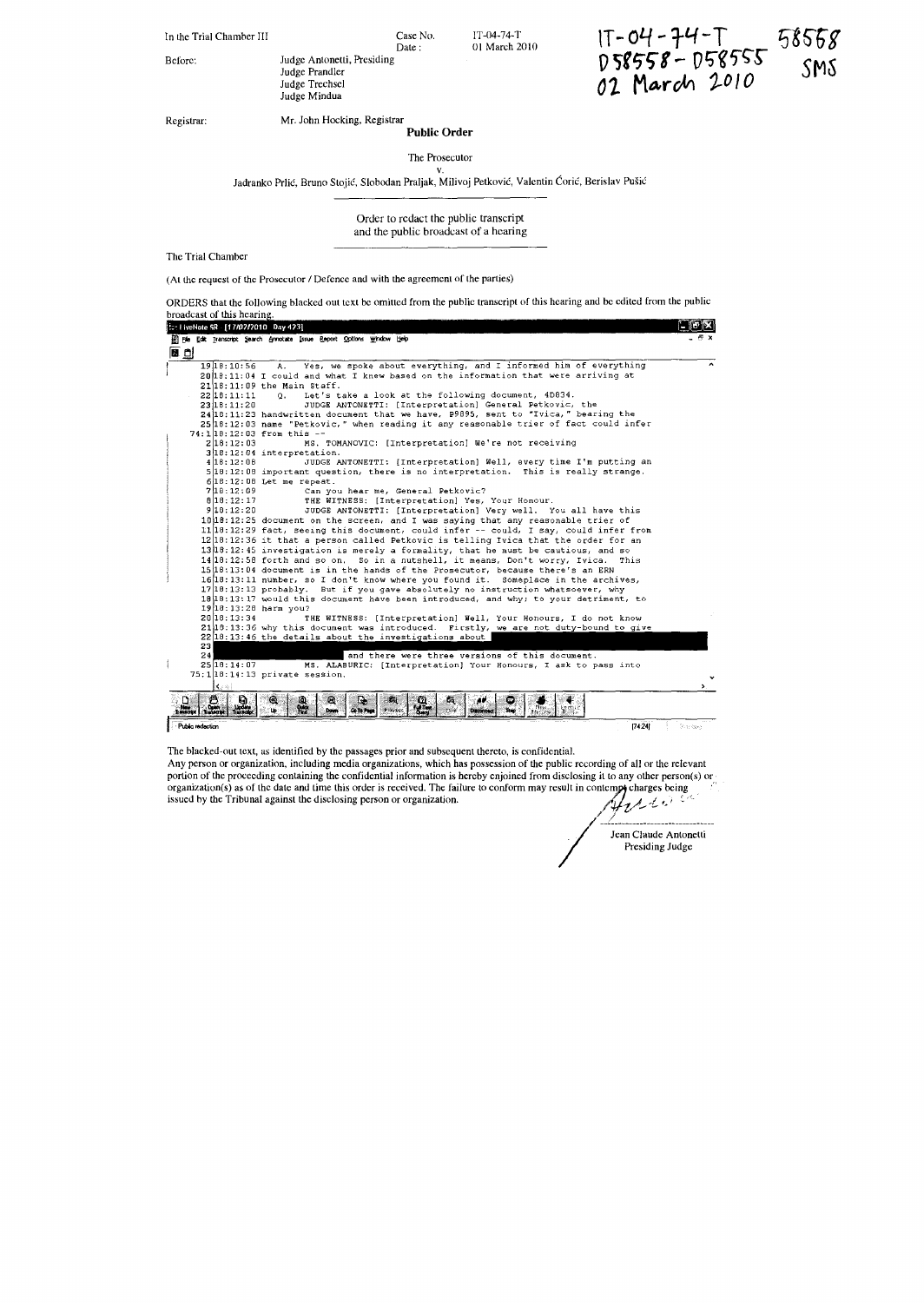In the Trial Chamber III

Case No. IT-04-74-T
Date: 01 March 2010

IT-04-74-T
D58558 - D58555
02 March 2010

58558
SMS

Before: Judge Antonetti, Presiding
Judge Prandler
Judge Trechsel
Judge Mindua

Registrar: Mr. John Hocking, Registrar

**Public Order**

The Prosecutor
v.
Jadranko Prlić, Bruno Stojić, Slobodan Praljak, Milivoj Petković, Valentin Ćorić, Berislav Pušić

---

Order to redact the public transcript
and the public broadcast of a hearing

---

The Trial Chamber

(At the request of the Prosecutor / Defence and with the agreement of the parties)

ORDERS that the following blacked out text be omitted from the public transcript of this hearing and be edited from the public broadcast of this hearing.

```
LiveNote SR [17/02/2010 Day 473]
File Edit Transcript Search Annotate Issue Report Options Window Help

   19|18:10:56    A.   Yes, we spoke about everything, and I informed him of everything
   20|18:11:04 I could and what I knew based on the information that were arriving at
   21|18:11:09 the Main Staff.
   22|18:11:11    Q.   Let's take a look at the following document, 4D834.
   23|18:11:20         JUDGE ANTONETTI: [Interpretation] General Petkovic, the
   24|18:11:23 handwritten document that we have, P9895, sent to "Ivica," bearing the
   25|18:12:03 name "Petkovic," when reading it any reasonable trier of fact could infer
 74: 1|18:12:03 from this --
    2|18:12:03         MS. TOMANOVIC: [Interpretation] We're not receiving
    3|18:12:04 interpretation.
    4|18:12:08         JUDGE ANTONETTI: [Interpretation] Well, every time I'm putting an
    5|18:12:08 important question, there is no interpretation. This is really strange.
    6|18:12:08 Let me repeat.
    7|18:12:09         Can you hear me, General Petkovic?
    8|18:12:17         THE WITNESS: [Interpretation] Yes, Your Honour.
    9|18:12:20         JUDGE ANTONETTI: [Interpretation] Very well. You all have this
   10|18:12:25 document on the screen, and I was saying that any reasonable trier of
   11|18:12:29 fact, seeing this document, could infer -- could, I say, could infer from
   12|18:12:36 it that a person called Petkovic is telling Ivica that the order for an
   13|18:12:45 investigation is merely a formality, that he must be cautious, and so
   14|18:12:58 forth and so on. So in a nutshell, it means, Don't worry, Ivica. This
   15|18:13:04 document is in the hands of the Prosecutor, because there's an ERN
   16|18:13:11 number, so I don't know where you found it. Someplace in the archives,
   17|18:13:13 probably. But if you gave absolutely no instruction whatsoever, why
   18|18:13:17 would this document have been introduced, and why; to your detriment, to
   19|18:13:28 harm you?
   20|18:13:34         THE WITNESS: [Interpretation] Well, Your Honours, I do not know
   21|18:13:36 why this document was introduced. Firstly, we are not duty-bound to give
   22|18:13:46 the details about the investigations about [REDACTED]
   23| [REDACTED]
   24| [REDACTED] and there were three versions of this document.
   25|18:14:07         MS. ALABURIC: [Interpretation] Your Honours, I ask to pass into
 75: 1|18:14:13 private session.

Public redaction                                                    [74:24]
```

The blacked-out text, as identified by the passages prior and subsequent thereto, is confidential.

Any person or organization, including media organizations, which has possession of the public recording of all or the relevant portion of the proceeding containing the confidential information is hereby enjoined from disclosing it to any other person(s) or organization(s) as of the date and time this order is received. The failure to conform may result in contempt charges being issued by the Tribunal against the disclosing person or organization.

Jean Claude Antonetti
Presiding Judge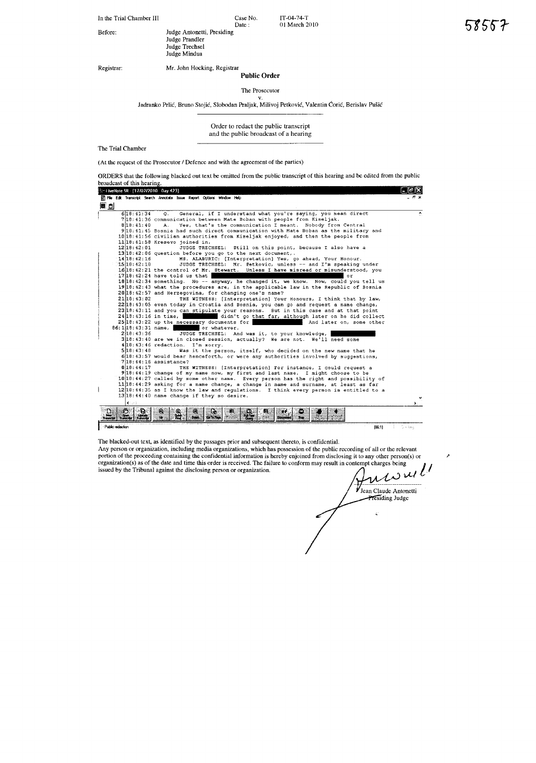In the Trial Chamber III

Case No. IT-04-74-T

Date : 01 March 2010

58557

Before: Judge Antonetti, Presiding
Judge Prandler
Judge Trechsel
Judge Mindua

Registrar: Mr. John Hocking, Registrar

**Public Order**

The Prosecutor
v.
Jadranko Prlić, Bruno Stojić, Slobodan Praljak, Milivoj Petković, Valentin Ćorić, Berislav Pušić

---

Order to redact the public transcript and the public broadcast of a hearing

---

The Trial Chamber

(At the request of the Prosecutor / Defence and with the agreement of the parties)

ORDERS that the following blacked out text be omitted from the public transcript of this hearing and be edited from the public broadcast of this hearing.

```
LiveNote SR - [17/02/2010 Day 423]
File Edit Transcript Search Annotate Issue Report Options Window Help

 6|18:41:34    Q.   General, if I understand what you're saying, you mean direct
 7|18:41:36 communication between Mate Boban with people from Kiseljak.
 8|18:41:40    A.   Yes, that's the communication I meant.  Nobody from Central
 9|18:41:45 Bosnia had such direct communication with Mate Boban as the military and
10|18:41:56 civilian authorities from Kiseljak enjoyed, and then the people from
11|18:41:58 Kresevo joined in.
12|18:42:01          JUDGE TRECHSEL:  Still on this point, because I also have a
13|18:42:06 question before you go to the next document,.
14|18:42:16          MS. ALABURIC: [Interpretation] Yes, go ahead, Your Honour.
15|18:42:18          JUDGE TRECHSEL:  Mr. Petkovic, unless -- and I'm speaking under
16|18:42:21 the control of Mr. Stewart.  Unless I have misread or misunderstood, you
17|18:42:24 have told us that [REDACTED] or
18|18:42:34 something.  No -- anyway, he changed it, we know.  Now, could you tell us
19|18:42:43 what the procedures are, in the applicable law in the Republic of Bosnia
20|18:42:57 and Herzegovina, for changing one's name?
21|18:43:02          THE WITNESS: [Interpretation] Your Honours, I think that by law,
22|18:43:05 even today in Croatia and Bosnia, you can go and request a name change,
23|18:43:11 and you can stipulate your reasons.  But in this case and at that point
24|18:43:16 in time, [REDACTED] didn't go that far, although later on he did collect
25|18:43:22 up the necessary documents for [REDACTED]  And later on, some other
86: 1|18:43:31 name, [REDACTED] or whatever.
 2|18:43:36          JUDGE TRECHSEL:  And was it, to your knowledge, [REDACTED]
 3|18:43:40 are we in closed session, actually?  We are not.  We'll need some
 4|18:43:46 redaction.  I'm sorry.
 5|18:43:48          Was it the person, itself, who decided on the new name that he
 6|18:43:57 would bear henceforth, or were any authorities involved by suggestions,
 7|18:44:16 assistance?
 8|18:44:17          THE WITNESS: [Interpretation] For instance, I could request a
 9|18:44:19 change of my name now, my first and last name.  I might choose to be
10|18:44:27 called by some other name.  Every person has the right and possibility of
11|18:44:29 asking for a name change, a change in name and surname, at least as far
12|18:44:35 as I know the law and regulations.  I think every person is entitled to a
13|18:44:40 name change if they so desire.

Public redaction                                                  [86:1]
```

The blacked-out text, as identified by the passages prior and subsequent thereto, is confidential.

Any person or organization, including media organizations, which has possession of the public recording of all or the relevant portion of the proceeding containing the confidential information is hereby enjoined from disclosing it to any other person(s) or organization(s) as of the date and time this order is received. The failure to conform may result in contempt charges being issued by the Tribunal against the disclosing person or organization.

Jean Claude Antonetti
Presiding Judge